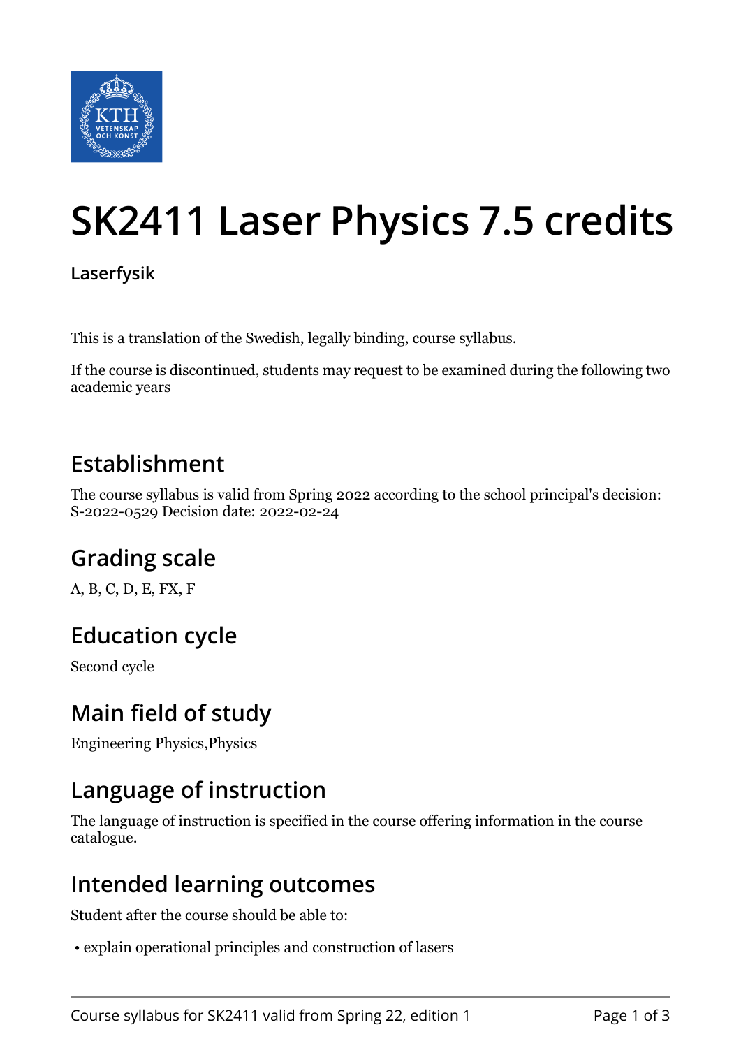# SK2411 Laser Physics 7.5 credits

**Laserfysik**

This is a translation of the Swedish, legally binding, course syllabus.

If the course is discontinued, students may request to be examined during the following two academic years

## Establishment

The course syllabus is valid from Spring 2022 according to the school principal's decision: S-2022-0529 Decision date: 2022-02-24

## Grading scale

A, B, C, D, E, FX, F

## Education cycle

Second cycle

## Main field of study

Engineering Physics,Physics

## Language of instruction

The language of instruction is specified in the course offering information in the course catalogue.

## Intended learning outcomes

Student after the course should be able to:

- explain operational principles and construction of lasers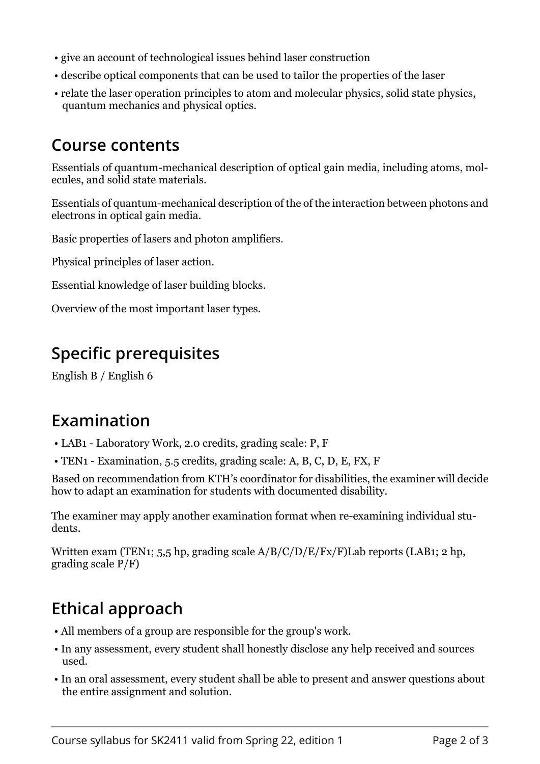- give an account of technological issues behind laser construction
- describe optical components that can be used to tailor the properties of the laser
- relate the laser operation principles to atom and molecular physics, solid state physics, quantum mechanics and physical optics.

## Course contents

Essentials of quantum-mechanical description of optical gain media, including atoms, molecules, and solid state materials.

Essentials of quantum-mechanical description of the of the interaction between photons and electrons in optical gain media.

Basic properties of lasers and photon amplifiers.

Physical principles of laser action.

Essential knowledge of laser building blocks.

Overview of the most important laser types.

## Specific prerequisites

English B / English 6

## Examination

- LAB1 - Laboratory Work, 2.0 credits, grading scale: P, F
- TEN1 - Examination, 5.5 credits, grading scale: A, B, C, D, E, FX, F

Based on recommendation from KTH's coordinator for disabilities, the examiner will decide how to adapt an examination for students with documented disability.

The examiner may apply another examination format when re-examining individual students.

Written exam (TEN1; 5,5 hp, grading scale A/B/C/D/E/Fx/F)Lab reports (LAB1; 2 hp, grading scale P/F)

## Ethical approach

- All members of a group are responsible for the group's work.
- In any assessment, every student shall honestly disclose any help received and sources used.
- In an oral assessment, every student shall be able to present and answer questions about the entire assignment and solution.